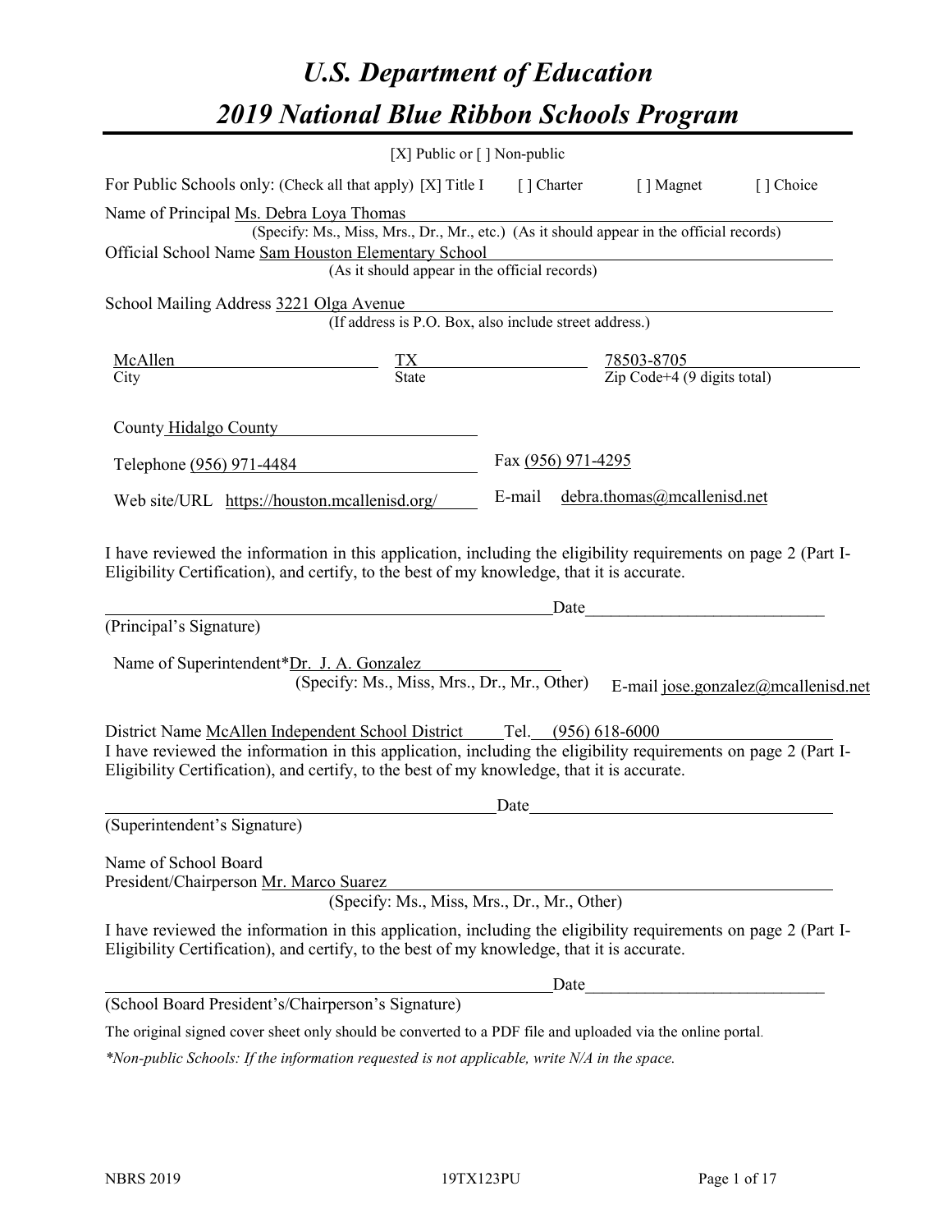# *U.S. Department of Education*

# *2019 National Blue Ribbon Schools Program*

[X] Public or [ ] Non-public

For Public Schools only: (Check all that apply) [X] Title I [ ] Charter [ ] Magnet [ ] Choice

Name of Principal Ms. Debra Loya Thomas
(Specify: Ms., Miss, Mrs., Dr., Mr., etc.) (As it should appear in the official records)

Official School Name Sam Houston Elementary School
(As it should appear in the official records)

School Mailing Address 3221 Olga Avenue
(If address is P.O. Box, also include street address.)

| McAllen | TX | 78503-8705 |
|---|---|---|
| City | State | Zip Code+4 (9 digits total) |

County Hidalgo County

Telephone (956) 971-4484 Fax (956) 971-4295

Web site/URL https://houston.mcallenisd.org/ E-mail debra.thomas@mcallenisd.net

I have reviewed the information in this application, including the eligibility requirements on page 2 (Part I-Eligibility Certification), and certify, to the best of my knowledge, that it is accurate.

_______________________________________________Date___________________________
(Principal's Signature)

Name of Superintendent*Dr. J. A. Gonzalez
(Specify: Ms., Miss, Mrs., Dr., Mr., Other) E-mail jose.gonzalez@mcallenisd.net

District Name McAllen Independent School District Tel. (956) 618-6000

I have reviewed the information in this application, including the eligibility requirements on page 2 (Part I-Eligibility Certification), and certify, to the best of my knowledge, that it is accurate.

_______________________________________________Date___________________________
(Superintendent's Signature)

Name of School Board
President/Chairperson Mr. Marco Suarez
(Specify: Ms., Miss, Mrs., Dr., Mr., Other)

I have reviewed the information in this application, including the eligibility requirements on page 2 (Part I-Eligibility Certification), and certify, to the best of my knowledge, that it is accurate.

_______________________________________________Date___________________________
(School Board President's/Chairperson's Signature)

The original signed cover sheet only should be converted to a PDF file and uploaded via the online portal.

*\*Non-public Schools: If the information requested is not applicable, write N/A in the space.*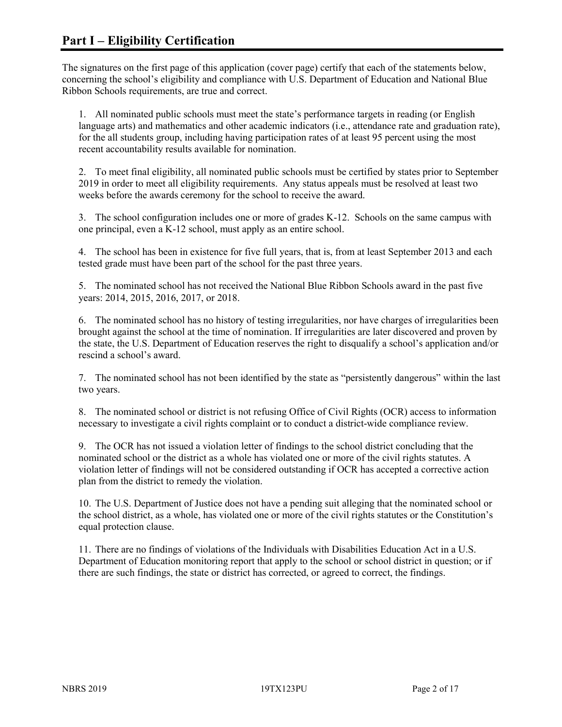## Part I – Eligibility Certification

The signatures on the first page of this application (cover page) certify that each of the statements below, concerning the school's eligibility and compliance with U.S. Department of Education and National Blue Ribbon Schools requirements, are true and correct.

1. All nominated public schools must meet the state's performance targets in reading (or English language arts) and mathematics and other academic indicators (i.e., attendance rate and graduation rate), for the all students group, including having participation rates of at least 95 percent using the most recent accountability results available for nomination.

2. To meet final eligibility, all nominated public schools must be certified by states prior to September 2019 in order to meet all eligibility requirements. Any status appeals must be resolved at least two weeks before the awards ceremony for the school to receive the award.

3. The school configuration includes one or more of grades K-12. Schools on the same campus with one principal, even a K-12 school, must apply as an entire school.

4. The school has been in existence for five full years, that is, from at least September 2013 and each tested grade must have been part of the school for the past three years.

5. The nominated school has not received the National Blue Ribbon Schools award in the past five years: 2014, 2015, 2016, 2017, or 2018.

6. The nominated school has no history of testing irregularities, nor have charges of irregularities been brought against the school at the time of nomination. If irregularities are later discovered and proven by the state, the U.S. Department of Education reserves the right to disqualify a school's application and/or rescind a school's award.

7. The nominated school has not been identified by the state as "persistently dangerous" within the last two years.

8. The nominated school or district is not refusing Office of Civil Rights (OCR) access to information necessary to investigate a civil rights complaint or to conduct a district-wide compliance review.

9. The OCR has not issued a violation letter of findings to the school district concluding that the nominated school or the district as a whole has violated one or more of the civil rights statutes. A violation letter of findings will not be considered outstanding if OCR has accepted a corrective action plan from the district to remedy the violation.

10. The U.S. Department of Justice does not have a pending suit alleging that the nominated school or the school district, as a whole, has violated one or more of the civil rights statutes or the Constitution's equal protection clause.

11. There are no findings of violations of the Individuals with Disabilities Education Act in a U.S. Department of Education monitoring report that apply to the school or school district in question; or if there are such findings, the state or district has corrected, or agreed to correct, the findings.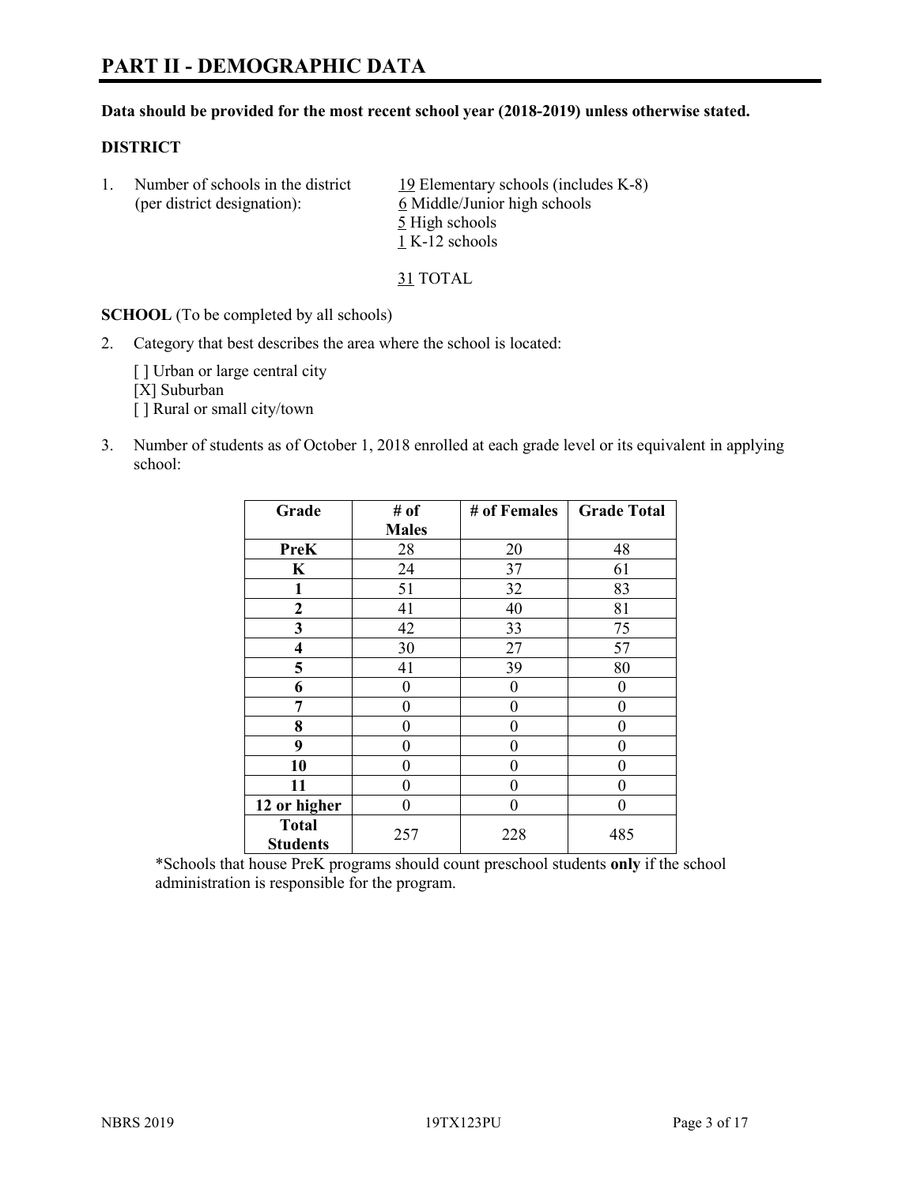# PART II - DEMOGRAPHIC DATA

**Data should be provided for the most recent school year (2018-2019) unless otherwise stated.**

**DISTRICT**

1. Number of schools in the district (per district designation):
   19 Elementary schools (includes K-8)
   6 Middle/Junior high schools
   5 High schools
   1 K-12 schools

   31 TOTAL

**SCHOOL** (To be completed by all schools)

2. Category that best describes the area where the school is located:

   [ ] Urban or large central city
   [X] Suburban
   [ ] Rural or small city/town

3. Number of students as of October 1, 2018 enrolled at each grade level or its equivalent in applying school:

| Grade | # of Males | # of Females | Grade Total |
|---|---|---|---|
| **PreK** | 28 | 20 | 48 |
| **K** | 24 | 37 | 61 |
| **1** | 51 | 32 | 83 |
| **2** | 41 | 40 | 81 |
| **3** | 42 | 33 | 75 |
| **4** | 30 | 27 | 57 |
| **5** | 41 | 39 | 80 |
| **6** | 0 | 0 | 0 |
| **7** | 0 | 0 | 0 |
| **8** | 0 | 0 | 0 |
| **9** | 0 | 0 | 0 |
| **10** | 0 | 0 | 0 |
| **11** | 0 | 0 | 0 |
| **12 or higher** | 0 | 0 | 0 |
| **Total Students** | 257 | 228 | 485 |

*Schools that house PreK programs should count preschool students **only** if the school administration is responsible for the program.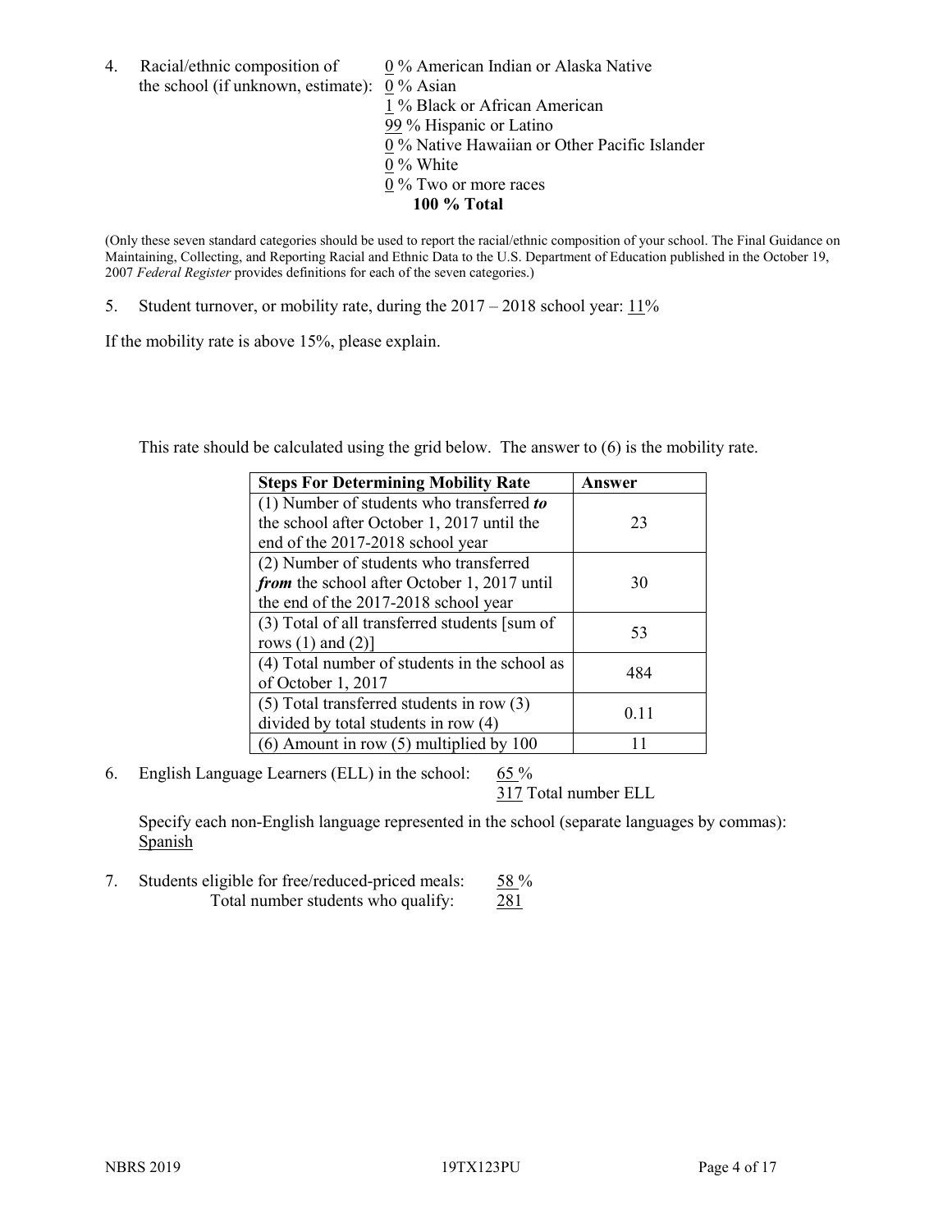4. Racial/ethnic composition of the school (if unknown, estimate):
   0 % American Indian or Alaska Native
   0 % Asian
   1 % Black or African American
   99 % Hispanic or Latino
   0 % Native Hawaiian or Other Pacific Islander
   0 % White
   0 % Two or more races
   **100 % Total**

(Only these seven standard categories should be used to report the racial/ethnic composition of your school. The Final Guidance on Maintaining, Collecting, and Reporting Racial and Ethnic Data to the U.S. Department of Education published in the October 19, 2007 *Federal Register* provides definitions for each of the seven categories.)

5. Student turnover, or mobility rate, during the 2017 – 2018 school year: 11%

If the mobility rate is above 15%, please explain.

This rate should be calculated using the grid below. The answer to (6) is the mobility rate.

| **Steps For Determining Mobility Rate** | **Answer** |
|---|---|
| (1) Number of students who transferred ***to*** the school after October 1, 2017 until the end of the 2017-2018 school year | 23 |
| (2) Number of students who transferred ***from*** the school after October 1, 2017 until the end of the 2017-2018 school year | 30 |
| (3) Total of all transferred students [sum of rows (1) and (2)] | 53 |
| (4) Total number of students in the school as of October 1, 2017 | 484 |
| (5) Total transferred students in row (3) divided by total students in row (4) | 0.11 |
| (6) Amount in row (5) multiplied by 100 | 11 |

6. English Language Learners (ELL) in the school: 65 %
   317 Total number ELL

   Specify each non-English language represented in the school (separate languages by commas): Spanish

7. Students eligible for free/reduced-priced meals: 58 %
   Total number students who qualify: 281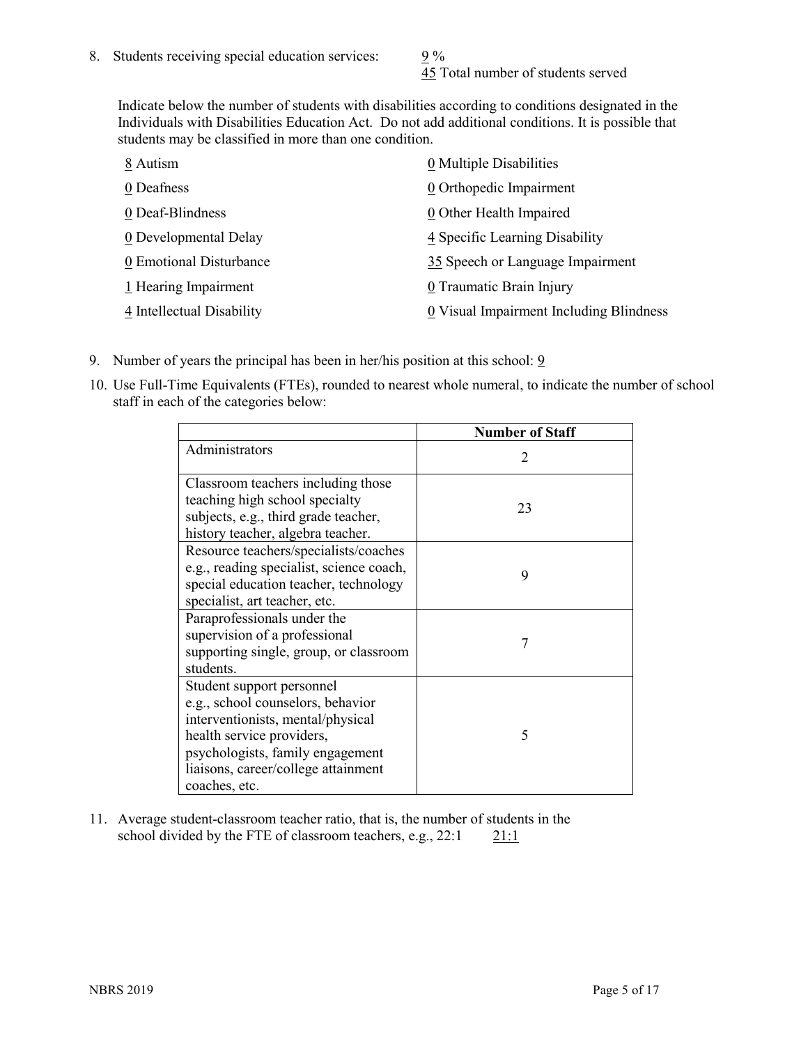8. Students receiving special education services: 9 %
   45 Total number of students served

   Indicate below the number of students with disabilities according to conditions designated in the Individuals with Disabilities Education Act. Do not add additional conditions. It is possible that students may be classified in more than one condition.

   8 Autism
   0 Deafness
   0 Deaf-Blindness
   0 Developmental Delay
   0 Emotional Disturbance
   1 Hearing Impairment
   4 Intellectual Disability
   0 Multiple Disabilities
   0 Orthopedic Impairment
   0 Other Health Impaired
   4 Specific Learning Disability
   35 Speech or Language Impairment
   0 Traumatic Brain Injury
   0 Visual Impairment Including Blindness

9. Number of years the principal has been in her/his position at this school: 9

10. Use Full-Time Equivalents (FTEs), rounded to nearest whole numeral, to indicate the number of school staff in each of the categories below:

|  | Number of Staff |
|---|---|
| Administrators | 2 |
| Classroom teachers including those teaching high school specialty subjects, e.g., third grade teacher, history teacher, algebra teacher. | 23 |
| Resource teachers/specialists/coaches e.g., reading specialist, science coach, special education teacher, technology specialist, art teacher, etc. | 9 |
| Paraprofessionals under the supervision of a professional supporting single, group, or classroom students. | 7 |
| Student support personnel e.g., school counselors, behavior interventionists, mental/physical health service providers, psychologists, family engagement liaisons, career/college attainment coaches, etc. | 5 |

11. Average student-classroom teacher ratio, that is, the number of students in the school divided by the FTE of classroom teachers, e.g., 22:1    21:1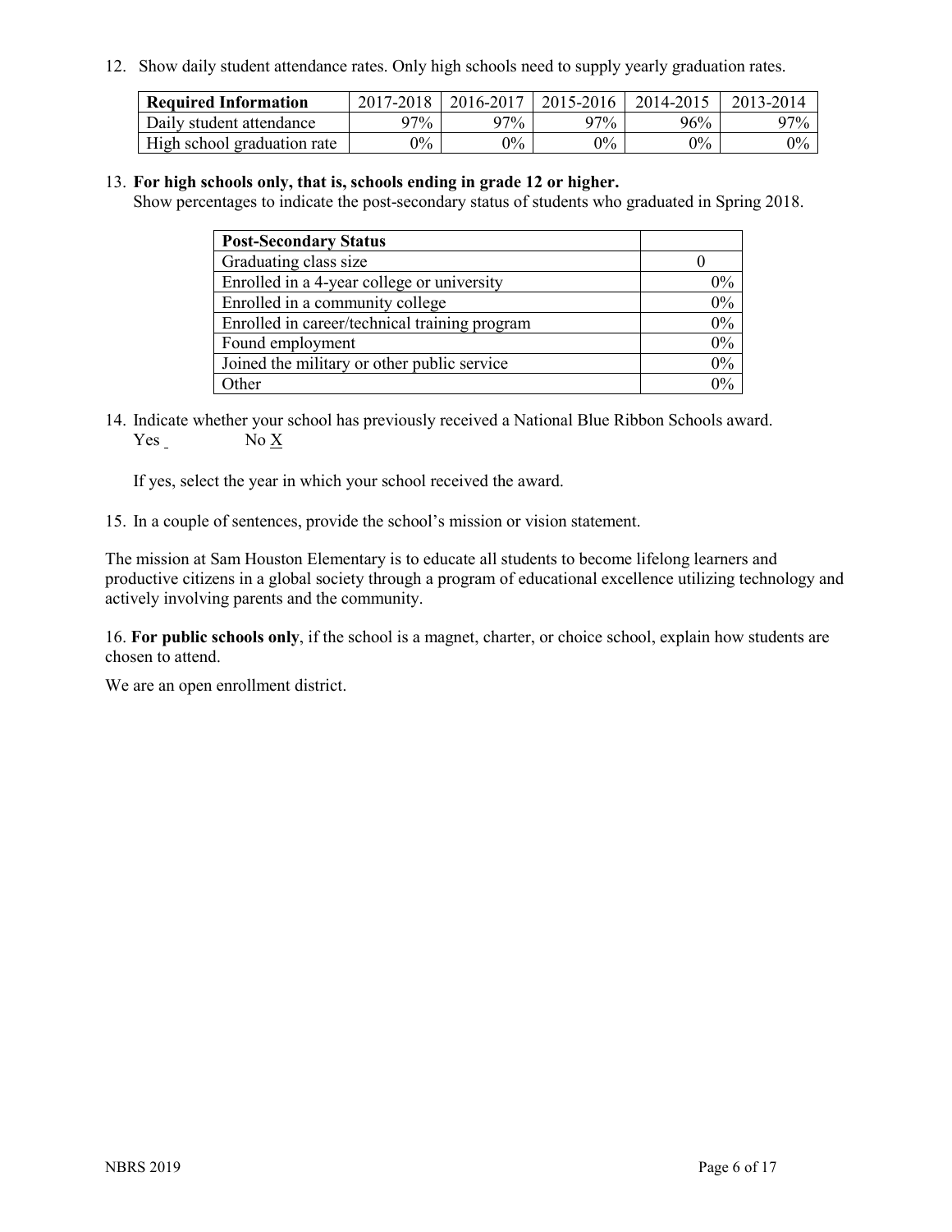12. Show daily student attendance rates. Only high schools need to supply yearly graduation rates.

| Required Information | 2017-2018 | 2016-2017 | 2015-2016 | 2014-2015 | 2013-2014 |
|---|---|---|---|---|---|
| Daily student attendance | 97% | 97% | 97% | 96% | 97% |
| High school graduation rate | 0% | 0% | 0% | 0% | 0% |

13. **For high schools only, that is, schools ending in grade 12 or higher.**
Show percentages to indicate the post-secondary status of students who graduated in Spring 2018.

| Post-Secondary Status | |
|---|---|
| Graduating class size | 0 |
| Enrolled in a 4-year college or university | 0% |
| Enrolled in a community college | 0% |
| Enrolled in career/technical training program | 0% |
| Found employment | 0% |
| Joined the military or other public service | 0% |
| Other | 0% |

14. Indicate whether your school has previously received a National Blue Ribbon Schools award.
Yes _ No X

If yes, select the year in which your school received the award.

15. In a couple of sentences, provide the school's mission or vision statement.

The mission at Sam Houston Elementary is to educate all students to become lifelong learners and productive citizens in a global society through a program of educational excellence utilizing technology and actively involving parents and the community.

16. **For public schools only**, if the school is a magnet, charter, or choice school, explain how students are chosen to attend.

We are an open enrollment district.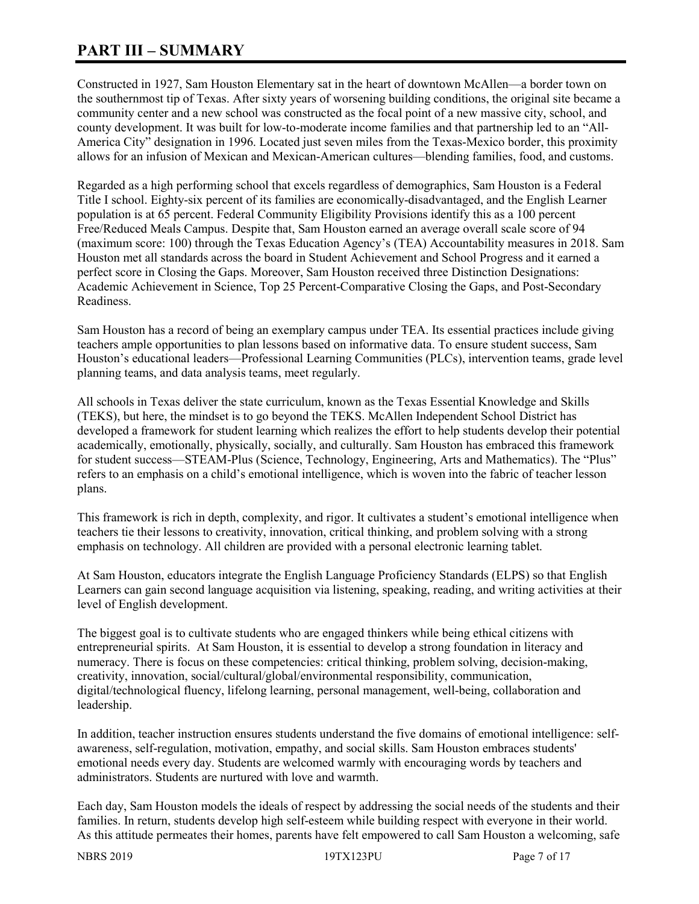# PART III – SUMMARY

Constructed in 1927, Sam Houston Elementary sat in the heart of downtown McAllen—a border town on the southernmost tip of Texas. After sixty years of worsening building conditions, the original site became a community center and a new school was constructed as the focal point of a new massive city, school, and county development. It was built for low-to-moderate income families and that partnership led to an "All-America City" designation in 1996. Located just seven miles from the Texas-Mexico border, this proximity allows for an infusion of Mexican and Mexican-American cultures—blending families, food, and customs.

Regarded as a high performing school that excels regardless of demographics, Sam Houston is a Federal Title I school. Eighty-six percent of its families are economically-disadvantaged, and the English Learner population is at 65 percent. Federal Community Eligibility Provisions identify this as a 100 percent Free/Reduced Meals Campus. Despite that, Sam Houston earned an average overall scale score of 94 (maximum score: 100) through the Texas Education Agency's (TEA) Accountability measures in 2018. Sam Houston met all standards across the board in Student Achievement and School Progress and it earned a perfect score in Closing the Gaps. Moreover, Sam Houston received three Distinction Designations: Academic Achievement in Science, Top 25 Percent-Comparative Closing the Gaps, and Post-Secondary Readiness.

Sam Houston has a record of being an exemplary campus under TEA. Its essential practices include giving teachers ample opportunities to plan lessons based on informative data. To ensure student success, Sam Houston's educational leaders—Professional Learning Communities (PLCs), intervention teams, grade level planning teams, and data analysis teams, meet regularly.

All schools in Texas deliver the state curriculum, known as the Texas Essential Knowledge and Skills (TEKS), but here, the mindset is to go beyond the TEKS. McAllen Independent School District has developed a framework for student learning which realizes the effort to help students develop their potential academically, emotionally, physically, socially, and culturally. Sam Houston has embraced this framework for student success—STEAM-Plus (Science, Technology, Engineering, Arts and Mathematics). The "Plus" refers to an emphasis on a child's emotional intelligence, which is woven into the fabric of teacher lesson plans.

This framework is rich in depth, complexity, and rigor. It cultivates a student's emotional intelligence when teachers tie their lessons to creativity, innovation, critical thinking, and problem solving with a strong emphasis on technology. All children are provided with a personal electronic learning tablet.

At Sam Houston, educators integrate the English Language Proficiency Standards (ELPS) so that English Learners can gain second language acquisition via listening, speaking, reading, and writing activities at their level of English development.

The biggest goal is to cultivate students who are engaged thinkers while being ethical citizens with entrepreneurial spirits. At Sam Houston, it is essential to develop a strong foundation in literacy and numeracy. There is focus on these competencies: critical thinking, problem solving, decision-making, creativity, innovation, social/cultural/global/environmental responsibility, communication, digital/technological fluency, lifelong learning, personal management, well-being, collaboration and leadership.

In addition, teacher instruction ensures students understand the five domains of emotional intelligence: self-awareness, self-regulation, motivation, empathy, and social skills. Sam Houston embraces students' emotional needs every day. Students are welcomed warmly with encouraging words by teachers and administrators. Students are nurtured with love and warmth.

Each day, Sam Houston models the ideals of respect by addressing the social needs of the students and their families. In return, students develop high self-esteem while building respect with everyone in their world. As this attitude permeates their homes, parents have felt empowered to call Sam Houston a welcoming, safe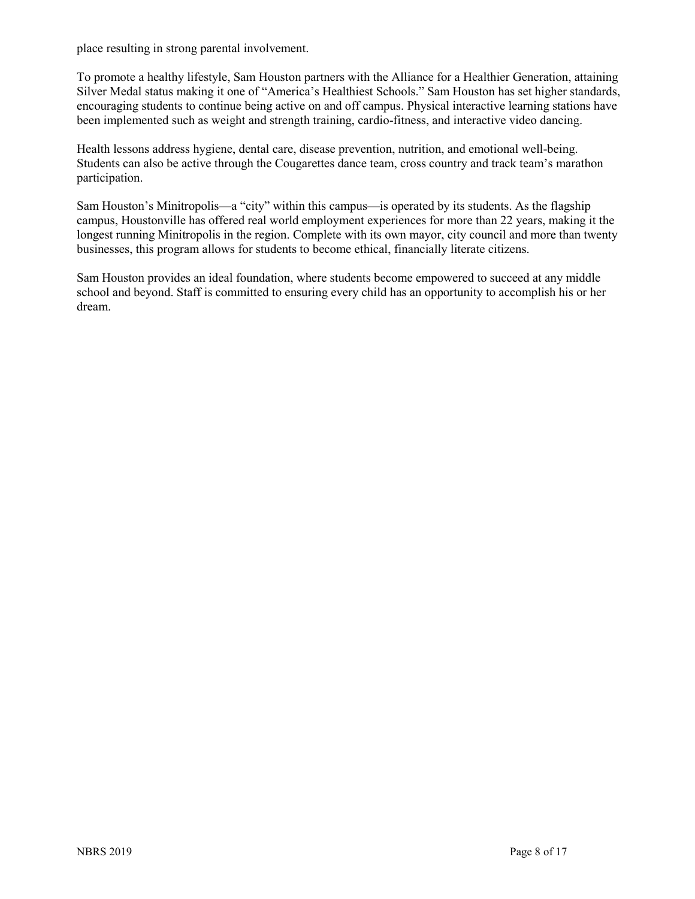place resulting in strong parental involvement.

To promote a healthy lifestyle, Sam Houston partners with the Alliance for a Healthier Generation, attaining Silver Medal status making it one of "America's Healthiest Schools." Sam Houston has set higher standards, encouraging students to continue being active on and off campus. Physical interactive learning stations have been implemented such as weight and strength training, cardio-fitness, and interactive video dancing.

Health lessons address hygiene, dental care, disease prevention, nutrition, and emotional well-being. Students can also be active through the Cougarettes dance team, cross country and track team's marathon participation.

Sam Houston's Minitropolis—a "city" within this campus—is operated by its students. As the flagship campus, Houstonville has offered real world employment experiences for more than 22 years, making it the longest running Minitropolis in the region. Complete with its own mayor, city council and more than twenty businesses, this program allows for students to become ethical, financially literate citizens.

Sam Houston provides an ideal foundation, where students become empowered to succeed at any middle school and beyond. Staff is committed to ensuring every child has an opportunity to accomplish his or her dream.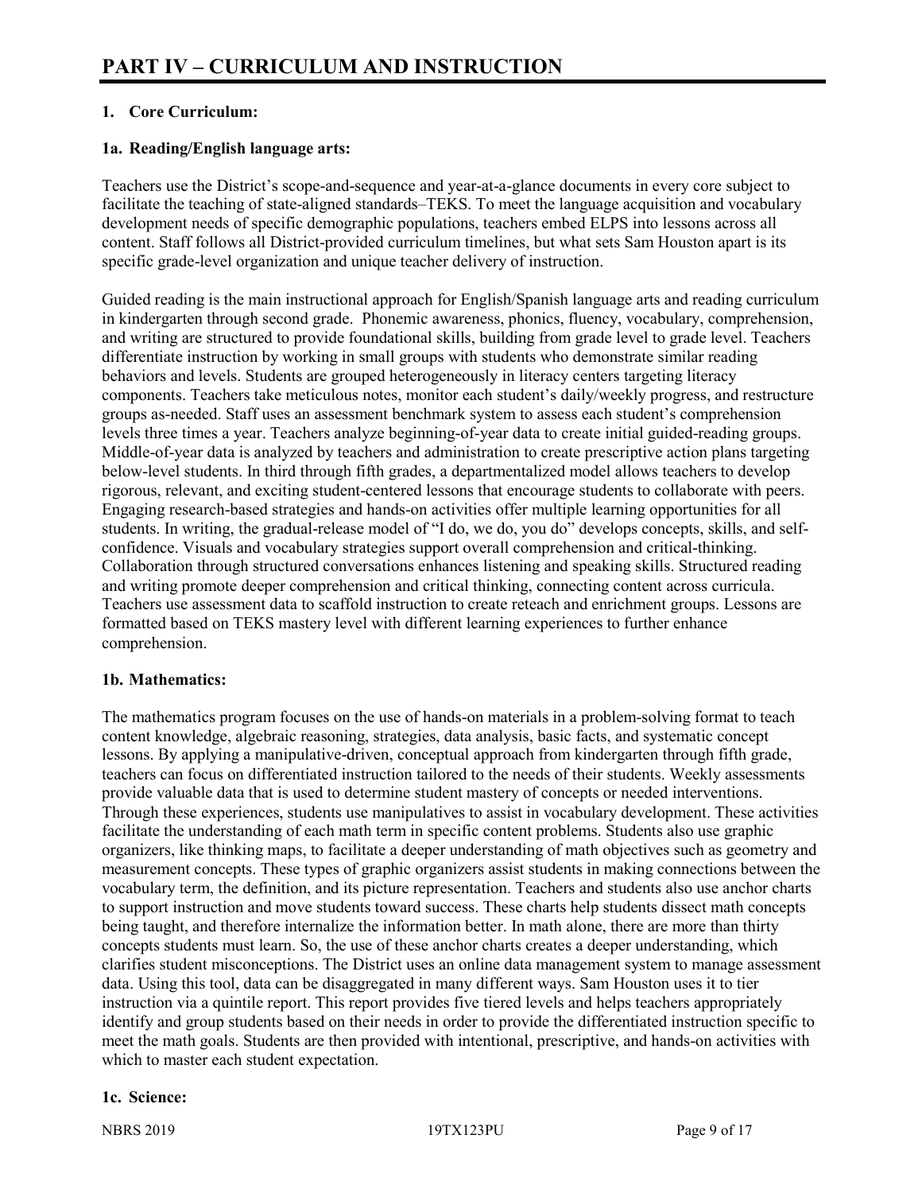# PART IV – CURRICULUM AND INSTRUCTION

**1. Core Curriculum:**

**1a. Reading/English language arts:**

Teachers use the District's scope-and-sequence and year-at-a-glance documents in every core subject to facilitate the teaching of state-aligned standards–TEKS. To meet the language acquisition and vocabulary development needs of specific demographic populations, teachers embed ELPS into lessons across all content. Staff follows all District-provided curriculum timelines, but what sets Sam Houston apart is its specific grade-level organization and unique teacher delivery of instruction.

Guided reading is the main instructional approach for English/Spanish language arts and reading curriculum in kindergarten through second grade. Phonemic awareness, phonics, fluency, vocabulary, comprehension, and writing are structured to provide foundational skills, building from grade level to grade level. Teachers differentiate instruction by working in small groups with students who demonstrate similar reading behaviors and levels. Students are grouped heterogeneously in literacy centers targeting literacy components. Teachers take meticulous notes, monitor each student's daily/weekly progress, and restructure groups as-needed. Staff uses an assessment benchmark system to assess each student's comprehension levels three times a year. Teachers analyze beginning-of-year data to create initial guided-reading groups. Middle-of-year data is analyzed by teachers and administration to create prescriptive action plans targeting below-level students. In third through fifth grades, a departmentalized model allows teachers to develop rigorous, relevant, and exciting student-centered lessons that encourage students to collaborate with peers. Engaging research-based strategies and hands-on activities offer multiple learning opportunities for all students. In writing, the gradual-release model of "I do, we do, you do" develops concepts, skills, and self-confidence. Visuals and vocabulary strategies support overall comprehension and critical-thinking. Collaboration through structured conversations enhances listening and speaking skills. Structured reading and writing promote deeper comprehension and critical thinking, connecting content across curricula. Teachers use assessment data to scaffold instruction to create reteach and enrichment groups. Lessons are formatted based on TEKS mastery level with different learning experiences to further enhance comprehension.

**1b. Mathematics:**

The mathematics program focuses on the use of hands-on materials in a problem-solving format to teach content knowledge, algebraic reasoning, strategies, data analysis, basic facts, and systematic concept lessons. By applying a manipulative-driven, conceptual approach from kindergarten through fifth grade, teachers can focus on differentiated instruction tailored to the needs of their students. Weekly assessments provide valuable data that is used to determine student mastery of concepts or needed interventions. Through these experiences, students use manipulatives to assist in vocabulary development. These activities facilitate the understanding of each math term in specific content problems. Students also use graphic organizers, like thinking maps, to facilitate a deeper understanding of math objectives such as geometry and measurement concepts. These types of graphic organizers assist students in making connections between the vocabulary term, the definition, and its picture representation. Teachers and students also use anchor charts to support instruction and move students toward success. These charts help students dissect math concepts being taught, and therefore internalize the information better. In math alone, there are more than thirty concepts students must learn. So, the use of these anchor charts creates a deeper understanding, which clarifies student misconceptions. The District uses an online data management system to manage assessment data. Using this tool, data can be disaggregated in many different ways. Sam Houston uses it to tier instruction via a quintile report. This report provides five tiered levels and helps teachers appropriately identify and group students based on their needs in order to provide the differentiated instruction specific to meet the math goals. Students are then provided with intentional, prescriptive, and hands-on activities with which to master each student expectation.

**1c. Science:**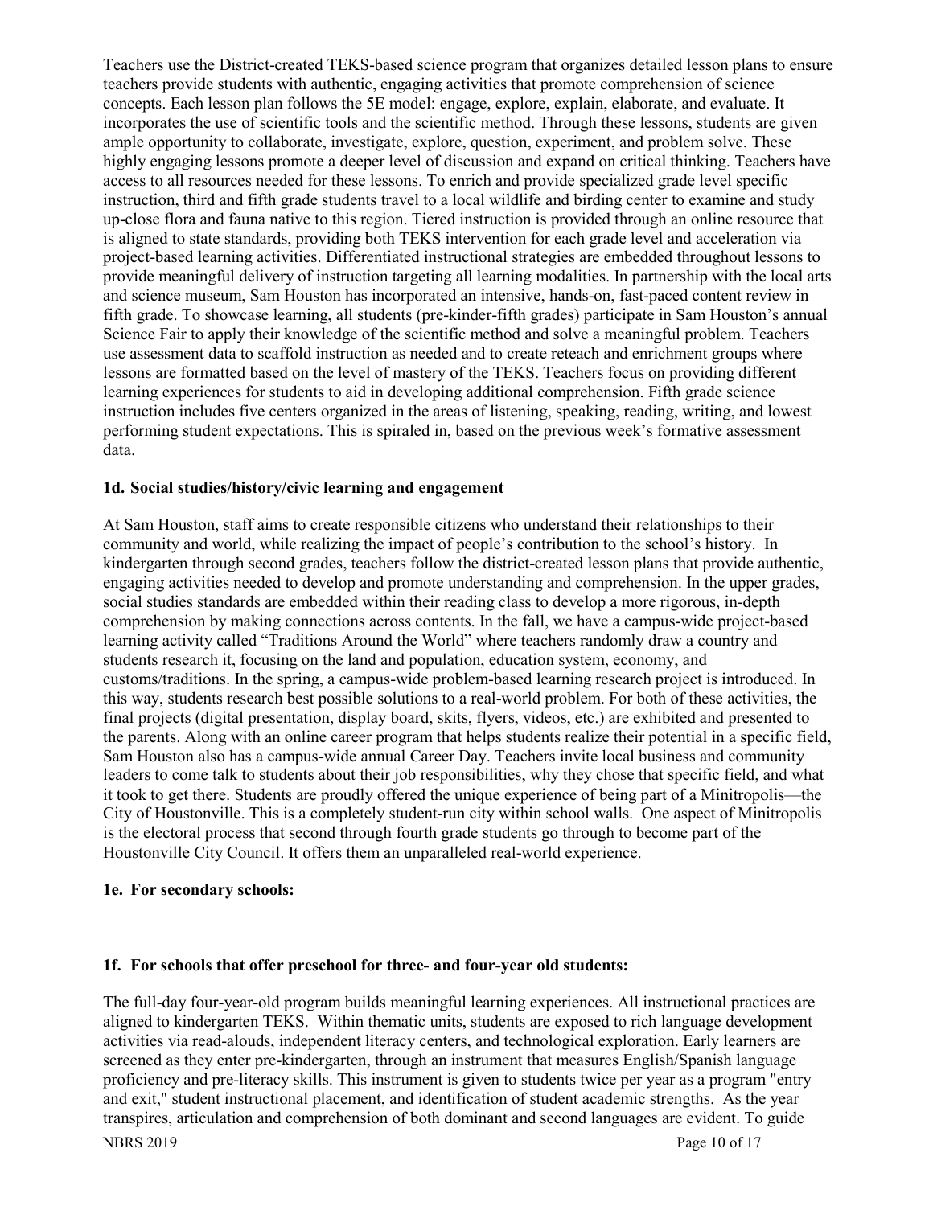Teachers use the District-created TEKS-based science program that organizes detailed lesson plans to ensure teachers provide students with authentic, engaging activities that promote comprehension of science concepts. Each lesson plan follows the 5E model: engage, explore, explain, elaborate, and evaluate. It incorporates the use of scientific tools and the scientific method. Through these lessons, students are given ample opportunity to collaborate, investigate, explore, question, experiment, and problem solve. These highly engaging lessons promote a deeper level of discussion and expand on critical thinking. Teachers have access to all resources needed for these lessons. To enrich and provide specialized grade level specific instruction, third and fifth grade students travel to a local wildlife and birding center to examine and study up-close flora and fauna native to this region. Tiered instruction is provided through an online resource that is aligned to state standards, providing both TEKS intervention for each grade level and acceleration via project-based learning activities. Differentiated instructional strategies are embedded throughout lessons to provide meaningful delivery of instruction targeting all learning modalities. In partnership with the local arts and science museum, Sam Houston has incorporated an intensive, hands-on, fast-paced content review in fifth grade. To showcase learning, all students (pre-kinder-fifth grades) participate in Sam Houston's annual Science Fair to apply their knowledge of the scientific method and solve a meaningful problem. Teachers use assessment data to scaffold instruction as needed and to create reteach and enrichment groups where lessons are formatted based on the level of mastery of the TEKS. Teachers focus on providing different learning experiences for students to aid in developing additional comprehension. Fifth grade science instruction includes five centers organized in the areas of listening, speaking, reading, writing, and lowest performing student expectations. This is spiraled in, based on the previous week's formative assessment data.

### 1d. Social studies/history/civic learning and engagement

At Sam Houston, staff aims to create responsible citizens who understand their relationships to their community and world, while realizing the impact of people's contribution to the school's history. In kindergarten through second grades, teachers follow the district-created lesson plans that provide authentic, engaging activities needed to develop and promote understanding and comprehension. In the upper grades, social studies standards are embedded within their reading class to develop a more rigorous, in-depth comprehension by making connections across contents. In the fall, we have a campus-wide project-based learning activity called "Traditions Around the World" where teachers randomly draw a country and students research it, focusing on the land and population, education system, economy, and customs/traditions. In the spring, a campus-wide problem-based learning research project is introduced. In this way, students research best possible solutions to a real-world problem. For both of these activities, the final projects (digital presentation, display board, skits, flyers, videos, etc.) are exhibited and presented to the parents. Along with an online career program that helps students realize their potential in a specific field, Sam Houston also has a campus-wide annual Career Day. Teachers invite local business and community leaders to come talk to students about their job responsibilities, why they chose that specific field, and what it took to get there. Students are proudly offered the unique experience of being part of a Minitropolis—the City of Houstonville. This is a completely student-run city within school walls. One aspect of Minitropolis is the electoral process that second through fourth grade students go through to become part of the Houstonville City Council. It offers them an unparalleled real-world experience.

### 1e. For secondary schools:

### 1f. For schools that offer preschool for three- and four-year old students:

The full-day four-year-old program builds meaningful learning experiences. All instructional practices are aligned to kindergarten TEKS. Within thematic units, students are exposed to rich language development activities via read-alouds, independent literacy centers, and technological exploration. Early learners are screened as they enter pre-kindergarten, through an instrument that measures English/Spanish language proficiency and pre-literacy skills. This instrument is given to students twice per year as a program "entry and exit," student instructional placement, and identification of student academic strengths. As the year transpires, articulation and comprehension of both dominant and second languages are evident. To guide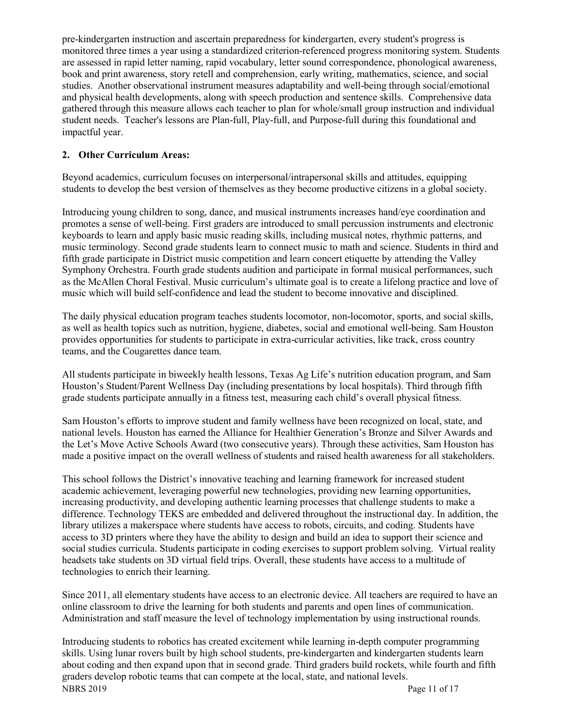pre-kindergarten instruction and ascertain preparedness for kindergarten, every student's progress is monitored three times a year using a standardized criterion-referenced progress monitoring system. Students are assessed in rapid letter naming, rapid vocabulary, letter sound correspondence, phonological awareness, book and print awareness, story retell and comprehension, early writing, mathematics, science, and social studies. Another observational instrument measures adaptability and well-being through social/emotional and physical health developments, along with speech production and sentence skills. Comprehensive data gathered through this measure allows each teacher to plan for whole/small group instruction and individual student needs. Teacher's lessons are Plan-full, Play-full, and Purpose-full during this foundational and impactful year.

**2. Other Curriculum Areas:**

Beyond academics, curriculum focuses on interpersonal/intrapersonal skills and attitudes, equipping students to develop the best version of themselves as they become productive citizens in a global society.

Introducing young children to song, dance, and musical instruments increases hand/eye coordination and promotes a sense of well-being. First graders are introduced to small percussion instruments and electronic keyboards to learn and apply basic music reading skills, including musical notes, rhythmic patterns, and music terminology. Second grade students learn to connect music to math and science. Students in third and fifth grade participate in District music competition and learn concert etiquette by attending the Valley Symphony Orchestra. Fourth grade students audition and participate in formal musical performances, such as the McAllen Choral Festival. Music curriculum's ultimate goal is to create a lifelong practice and love of music which will build self-confidence and lead the student to become innovative and disciplined.

The daily physical education program teaches students locomotor, non-locomotor, sports, and social skills, as well as health topics such as nutrition, hygiene, diabetes, social and emotional well-being. Sam Houston provides opportunities for students to participate in extra-curricular activities, like track, cross country teams, and the Cougarettes dance team.

All students participate in biweekly health lessons, Texas Ag Life's nutrition education program, and Sam Houston's Student/Parent Wellness Day (including presentations by local hospitals). Third through fifth grade students participate annually in a fitness test, measuring each child's overall physical fitness.

Sam Houston's efforts to improve student and family wellness have been recognized on local, state, and national levels. Houston has earned the Alliance for Healthier Generation's Bronze and Silver Awards and the Let's Move Active Schools Award (two consecutive years). Through these activities, Sam Houston has made a positive impact on the overall wellness of students and raised health awareness for all stakeholders.

This school follows the District's innovative teaching and learning framework for increased student academic achievement, leveraging powerful new technologies, providing new learning opportunities, increasing productivity, and developing authentic learning processes that challenge students to make a difference. Technology TEKS are embedded and delivered throughout the instructional day. In addition, the library utilizes a makerspace where students have access to robots, circuits, and coding. Students have access to 3D printers where they have the ability to design and build an idea to support their science and social studies curricula. Students participate in coding exercises to support problem solving. Virtual reality headsets take students on 3D virtual field trips. Overall, these students have access to a multitude of technologies to enrich their learning.

Since 2011, all elementary students have access to an electronic device. All teachers are required to have an online classroom to drive the learning for both students and parents and open lines of communication. Administration and staff measure the level of technology implementation by using instructional rounds.

Introducing students to robotics has created excitement while learning in-depth computer programming skills. Using lunar rovers built by high school students, pre-kindergarten and kindergarten students learn about coding and then expand upon that in second grade. Third graders build rockets, while fourth and fifth graders develop robotic teams that can compete at the local, state, and national levels.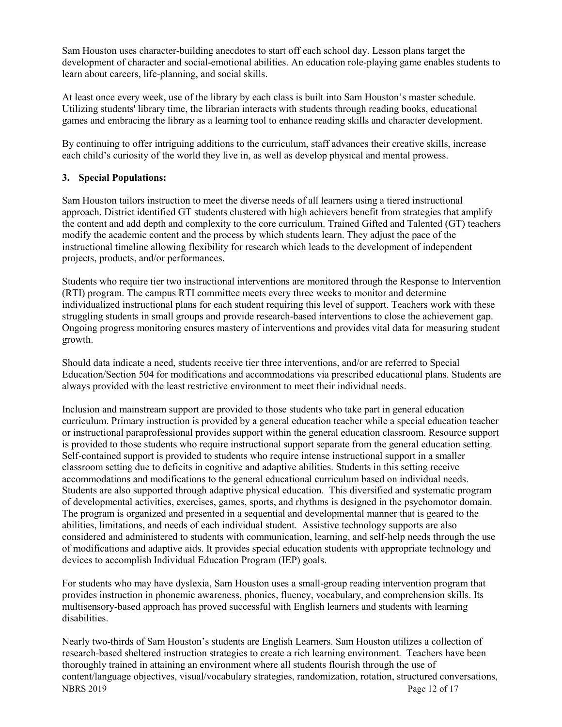Sam Houston uses character-building anecdotes to start off each school day. Lesson plans target the development of character and social-emotional abilities. An education role-playing game enables students to learn about careers, life-planning, and social skills.

At least once every week, use of the library by each class is built into Sam Houston's master schedule. Utilizing students' library time, the librarian interacts with students through reading books, educational games and embracing the library as a learning tool to enhance reading skills and character development.

By continuing to offer intriguing additions to the curriculum, staff advances their creative skills, increase each child's curiosity of the world they live in, as well as develop physical and mental prowess.

**3. Special Populations:**

Sam Houston tailors instruction to meet the diverse needs of all learners using a tiered instructional approach. District identified GT students clustered with high achievers benefit from strategies that amplify the content and add depth and complexity to the core curriculum. Trained Gifted and Talented (GT) teachers modify the academic content and the process by which students learn. They adjust the pace of the instructional timeline allowing flexibility for research which leads to the development of independent projects, products, and/or performances.

Students who require tier two instructional interventions are monitored through the Response to Intervention (RTI) program. The campus RTI committee meets every three weeks to monitor and determine individualized instructional plans for each student requiring this level of support. Teachers work with these struggling students in small groups and provide research-based interventions to close the achievement gap. Ongoing progress monitoring ensures mastery of interventions and provides vital data for measuring student growth.

Should data indicate a need, students receive tier three interventions, and/or are referred to Special Education/Section 504 for modifications and accommodations via prescribed educational plans. Students are always provided with the least restrictive environment to meet their individual needs.

Inclusion and mainstream support are provided to those students who take part in general education curriculum. Primary instruction is provided by a general education teacher while a special education teacher or instructional paraprofessional provides support within the general education classroom. Resource support is provided to those students who require instructional support separate from the general education setting. Self-contained support is provided to students who require intense instructional support in a smaller classroom setting due to deficits in cognitive and adaptive abilities. Students in this setting receive accommodations and modifications to the general educational curriculum based on individual needs. Students are also supported through adaptive physical education. This diversified and systematic program of developmental activities, exercises, games, sports, and rhythms is designed in the psychomotor domain. The program is organized and presented in a sequential and developmental manner that is geared to the abilities, limitations, and needs of each individual student. Assistive technology supports are also considered and administered to students with communication, learning, and self-help needs through the use of modifications and adaptive aids. It provides special education students with appropriate technology and devices to accomplish Individual Education Program (IEP) goals.

For students who may have dyslexia, Sam Houston uses a small-group reading intervention program that provides instruction in phonemic awareness, phonics, fluency, vocabulary, and comprehension skills. Its multisensory-based approach has proved successful with English learners and students with learning disabilities.

Nearly two-thirds of Sam Houston's students are English Learners. Sam Houston utilizes a collection of research-based sheltered instruction strategies to create a rich learning environment. Teachers have been thoroughly trained in attaining an environment where all students flourish through the use of content/language objectives, visual/vocabulary strategies, randomization, rotation, structured conversations,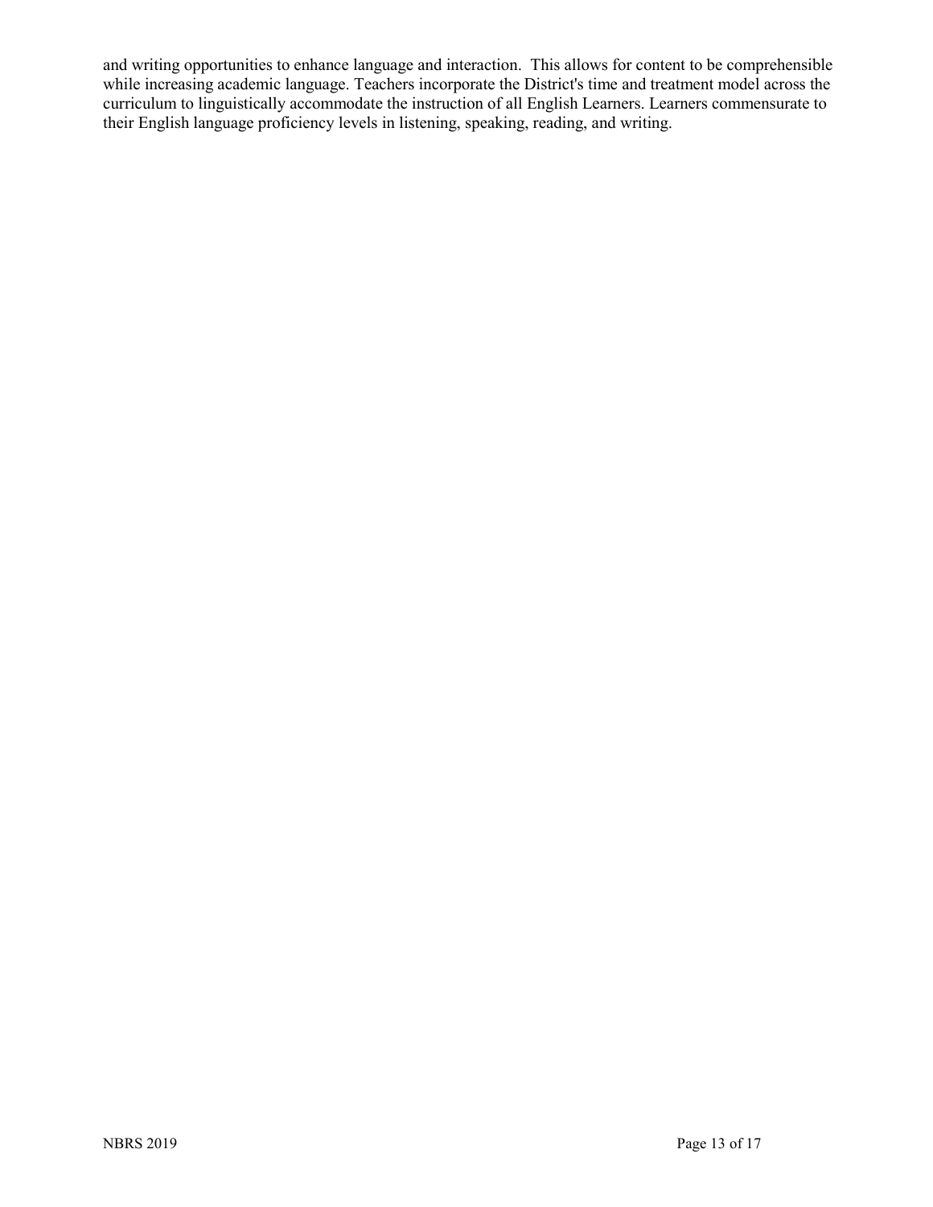and writing opportunities to enhance language and interaction.  This allows for content to be comprehensible while increasing academic language. Teachers incorporate the District's time and treatment model across the curriculum to linguistically accommodate the instruction of all English Learners. Learners commensurate to their English language proficiency levels in listening, speaking, reading, and writing.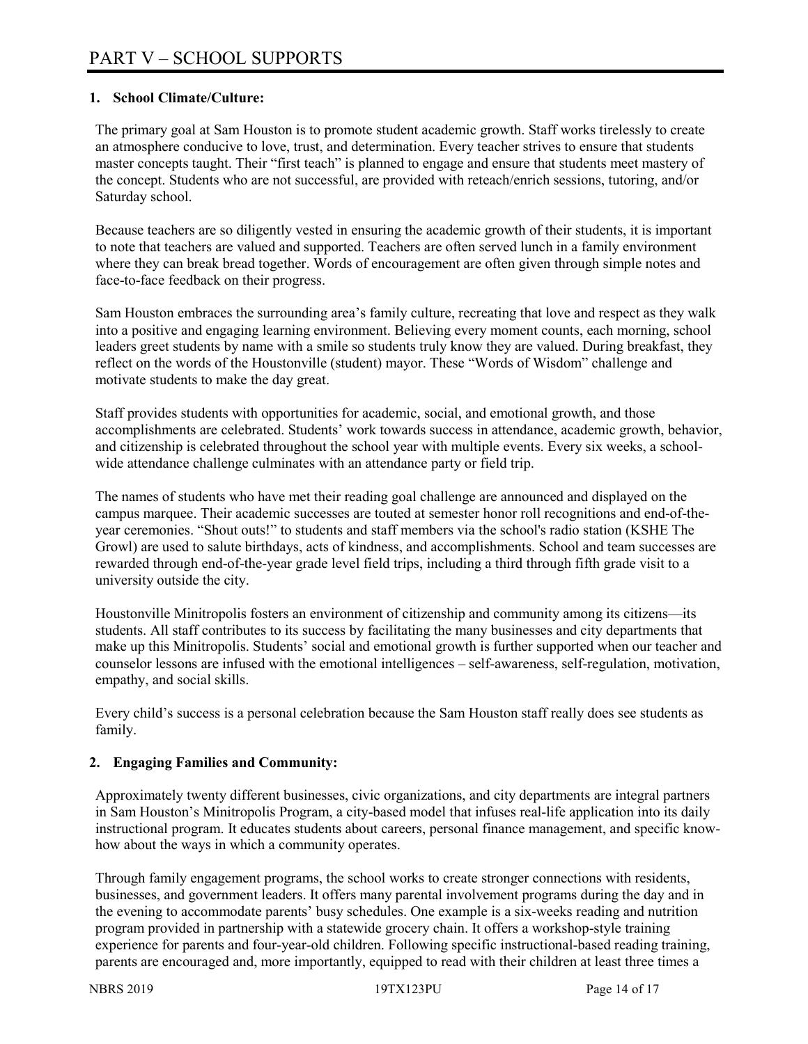# PART V – SCHOOL SUPPORTS

## 1. School Climate/Culture:

The primary goal at Sam Houston is to promote student academic growth. Staff works tirelessly to create an atmosphere conducive to love, trust, and determination. Every teacher strives to ensure that students master concepts taught. Their "first teach" is planned to engage and ensure that students meet mastery of the concept. Students who are not successful, are provided with reteach/enrich sessions, tutoring, and/or Saturday school.

Because teachers are so diligently vested in ensuring the academic growth of their students, it is important to note that teachers are valued and supported. Teachers are often served lunch in a family environment where they can break bread together. Words of encouragement are often given through simple notes and face-to-face feedback on their progress.

Sam Houston embraces the surrounding area's family culture, recreating that love and respect as they walk into a positive and engaging learning environment. Believing every moment counts, each morning, school leaders greet students by name with a smile so students truly know they are valued. During breakfast, they reflect on the words of the Houstonville (student) mayor. These "Words of Wisdom" challenge and motivate students to make the day great.

Staff provides students with opportunities for academic, social, and emotional growth, and those accomplishments are celebrated. Students' work towards success in attendance, academic growth, behavior, and citizenship is celebrated throughout the school year with multiple events. Every six weeks, a school-wide attendance challenge culminates with an attendance party or field trip.

The names of students who have met their reading goal challenge are announced and displayed on the campus marquee. Their academic successes are touted at semester honor roll recognitions and end-of-the-year ceremonies. "Shout outs!" to students and staff members via the school's radio station (KSHE The Growl) are used to salute birthdays, acts of kindness, and accomplishments. School and team successes are rewarded through end-of-the-year grade level field trips, including a third through fifth grade visit to a university outside the city.

Houstonville Minitropolis fosters an environment of citizenship and community among its citizens—its students. All staff contributes to its success by facilitating the many businesses and city departments that make up this Minitropolis. Students' social and emotional growth is further supported when our teacher and counselor lessons are infused with the emotional intelligences – self-awareness, self-regulation, motivation, empathy, and social skills.

Every child's success is a personal celebration because the Sam Houston staff really does see students as family.

## 2. Engaging Families and Community:

Approximately twenty different businesses, civic organizations, and city departments are integral partners in Sam Houston's Minitropolis Program, a city-based model that infuses real-life application into its daily instructional program. It educates students about careers, personal finance management, and specific know-how about the ways in which a community operates.

Through family engagement programs, the school works to create stronger connections with residents, businesses, and government leaders. It offers many parental involvement programs during the day and in the evening to accommodate parents' busy schedules. One example is a six-weeks reading and nutrition program provided in partnership with a statewide grocery chain. It offers a workshop-style training experience for parents and four-year-old children. Following specific instructional-based reading training, parents are encouraged and, more importantly, equipped to read with their children at least three times a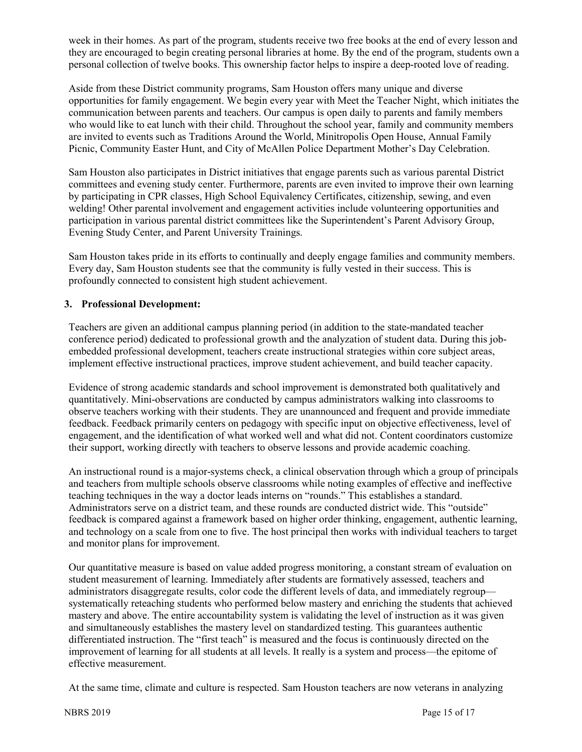week in their homes. As part of the program, students receive two free books at the end of every lesson and they are encouraged to begin creating personal libraries at home. By the end of the program, students own a personal collection of twelve books. This ownership factor helps to inspire a deep-rooted love of reading.

Aside from these District community programs, Sam Houston offers many unique and diverse opportunities for family engagement. We begin every year with Meet the Teacher Night, which initiates the communication between parents and teachers. Our campus is open daily to parents and family members who would like to eat lunch with their child. Throughout the school year, family and community members are invited to events such as Traditions Around the World, Minitropolis Open House, Annual Family Picnic, Community Easter Hunt, and City of McAllen Police Department Mother's Day Celebration.

Sam Houston also participates in District initiatives that engage parents such as various parental District committees and evening study center. Furthermore, parents are even invited to improve their own learning by participating in CPR classes, High School Equivalency Certificates, citizenship, sewing, and even welding! Other parental involvement and engagement activities include volunteering opportunities and participation in various parental district committees like the Superintendent's Parent Advisory Group, Evening Study Center, and Parent University Trainings.

Sam Houston takes pride in its efforts to continually and deeply engage families and community members. Every day, Sam Houston students see that the community is fully vested in their success. This is profoundly connected to consistent high student achievement.

**3. Professional Development:**

Teachers are given an additional campus planning period (in addition to the state-mandated teacher conference period) dedicated to professional growth and the analyzation of student data. During this job-embedded professional development, teachers create instructional strategies within core subject areas, implement effective instructional practices, improve student achievement, and build teacher capacity.

Evidence of strong academic standards and school improvement is demonstrated both qualitatively and quantitatively. Mini-observations are conducted by campus administrators walking into classrooms to observe teachers working with their students. They are unannounced and frequent and provide immediate feedback. Feedback primarily centers on pedagogy with specific input on objective effectiveness, level of engagement, and the identification of what worked well and what did not. Content coordinators customize their support, working directly with teachers to observe lessons and provide academic coaching.

An instructional round is a major-systems check, a clinical observation through which a group of principals and teachers from multiple schools observe classrooms while noting examples of effective and ineffective teaching techniques in the way a doctor leads interns on "rounds." This establishes a standard. Administrators serve on a district team, and these rounds are conducted district wide. This "outside" feedback is compared against a framework based on higher order thinking, engagement, authentic learning, and technology on a scale from one to five. The host principal then works with individual teachers to target and monitor plans for improvement.

Our quantitative measure is based on value added progress monitoring, a constant stream of evaluation on student measurement of learning. Immediately after students are formatively assessed, teachers and administrators disaggregate results, color code the different levels of data, and immediately regroup—systematically reteaching students who performed below mastery and enriching the students that achieved mastery and above. The entire accountability system is validating the level of instruction as it was given and simultaneously establishes the mastery level on standardized testing. This guarantees authentic differentiated instruction. The "first teach" is measured and the focus is continuously directed on the improvement of learning for all students at all levels. It really is a system and process—the epitome of effective measurement.

At the same time, climate and culture is respected. Sam Houston teachers are now veterans in analyzing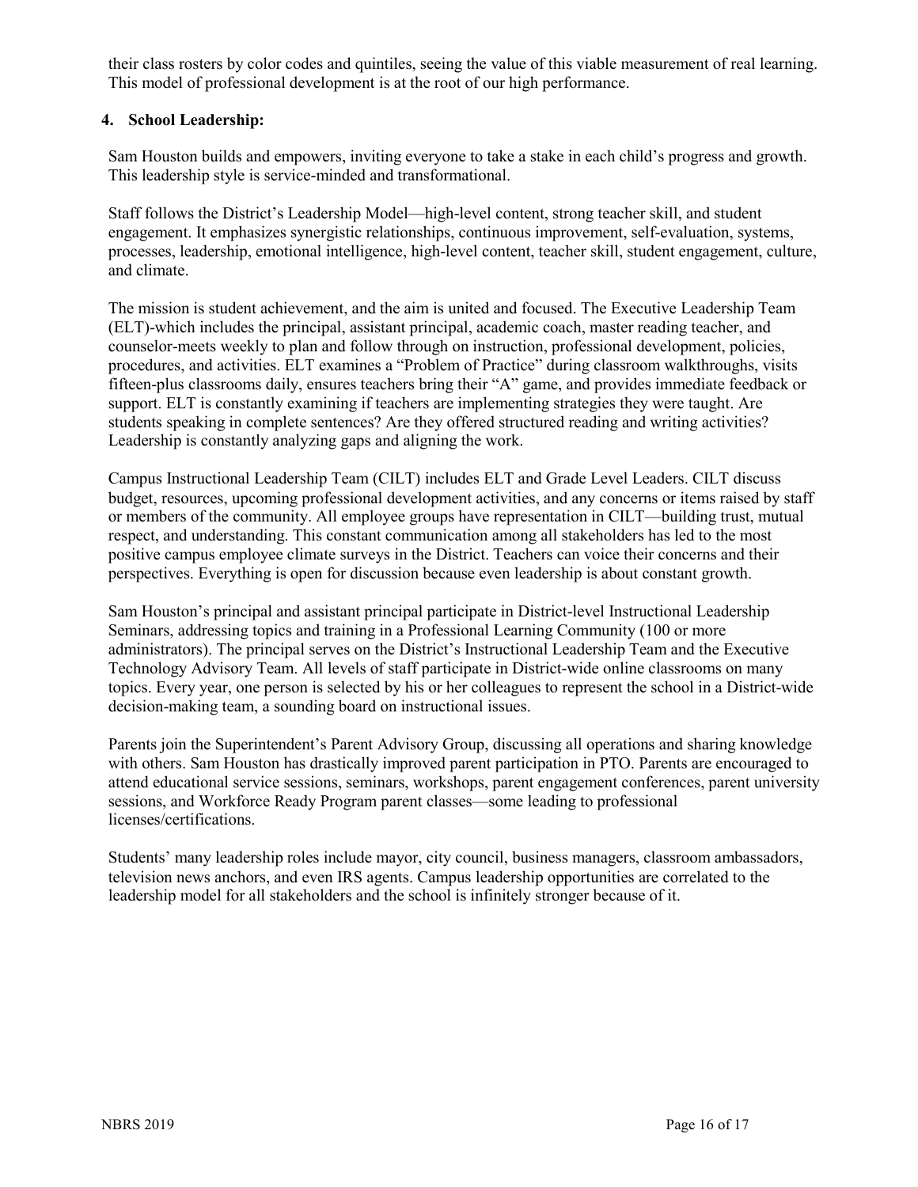their class rosters by color codes and quintiles, seeing the value of this viable measurement of real learning. This model of professional development is at the root of our high performance.

**4. School Leadership:**

Sam Houston builds and empowers, inviting everyone to take a stake in each child's progress and growth. This leadership style is service-minded and transformational.

Staff follows the District's Leadership Model—high-level content, strong teacher skill, and student engagement. It emphasizes synergistic relationships, continuous improvement, self-evaluation, systems, processes, leadership, emotional intelligence, high-level content, teacher skill, student engagement, culture, and climate.

The mission is student achievement, and the aim is united and focused. The Executive Leadership Team (ELT)-which includes the principal, assistant principal, academic coach, master reading teacher, and counselor-meets weekly to plan and follow through on instruction, professional development, policies, procedures, and activities. ELT examines a "Problem of Practice" during classroom walkthroughs, visits fifteen-plus classrooms daily, ensures teachers bring their "A" game, and provides immediate feedback or support. ELT is constantly examining if teachers are implementing strategies they were taught. Are students speaking in complete sentences? Are they offered structured reading and writing activities? Leadership is constantly analyzing gaps and aligning the work.

Campus Instructional Leadership Team (CILT) includes ELT and Grade Level Leaders. CILT discuss budget, resources, upcoming professional development activities, and any concerns or items raised by staff or members of the community. All employee groups have representation in CILT—building trust, mutual respect, and understanding. This constant communication among all stakeholders has led to the most positive campus employee climate surveys in the District. Teachers can voice their concerns and their perspectives. Everything is open for discussion because even leadership is about constant growth.

Sam Houston's principal and assistant principal participate in District-level Instructional Leadership Seminars, addressing topics and training in a Professional Learning Community (100 or more administrators). The principal serves on the District's Instructional Leadership Team and the Executive Technology Advisory Team. All levels of staff participate in District-wide online classrooms on many topics. Every year, one person is selected by his or her colleagues to represent the school in a District-wide decision-making team, a sounding board on instructional issues.

Parents join the Superintendent's Parent Advisory Group, discussing all operations and sharing knowledge with others. Sam Houston has drastically improved parent participation in PTO. Parents are encouraged to attend educational service sessions, seminars, workshops, parent engagement conferences, parent university sessions, and Workforce Ready Program parent classes—some leading to professional licenses/certifications.

Students' many leadership roles include mayor, city council, business managers, classroom ambassadors, television news anchors, and even IRS agents. Campus leadership opportunities are correlated to the leadership model for all stakeholders and the school is infinitely stronger because of it.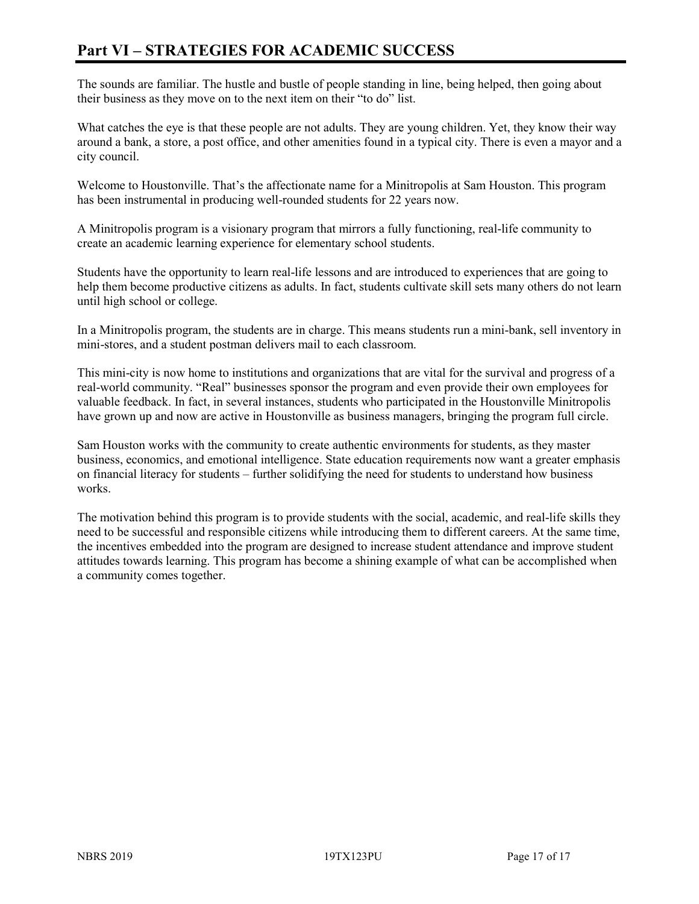# Part VI – STRATEGIES FOR ACADEMIC SUCCESS

The sounds are familiar. The hustle and bustle of people standing in line, being helped, then going about their business as they move on to the next item on their "to do" list.

What catches the eye is that these people are not adults. They are young children. Yet, they know their way around a bank, a store, a post office, and other amenities found in a typical city. There is even a mayor and a city council.

Welcome to Houstonville. That's the affectionate name for a Minitropolis at Sam Houston. This program has been instrumental in producing well-rounded students for 22 years now.

A Minitropolis program is a visionary program that mirrors a fully functioning, real-life community to create an academic learning experience for elementary school students.

Students have the opportunity to learn real-life lessons and are introduced to experiences that are going to help them become productive citizens as adults. In fact, students cultivate skill sets many others do not learn until high school or college.

In a Minitropolis program, the students are in charge. This means students run a mini-bank, sell inventory in mini-stores, and a student postman delivers mail to each classroom.

This mini-city is now home to institutions and organizations that are vital for the survival and progress of a real-world community. "Real" businesses sponsor the program and even provide their own employees for valuable feedback. In fact, in several instances, students who participated in the Houstonville Minitropolis have grown up and now are active in Houstonville as business managers, bringing the program full circle.

Sam Houston works with the community to create authentic environments for students, as they master business, economics, and emotional intelligence. State education requirements now want a greater emphasis on financial literacy for students – further solidifying the need for students to understand how business works.

The motivation behind this program is to provide students with the social, academic, and real-life skills they need to be successful and responsible citizens while introducing them to different careers. At the same time, the incentives embedded into the program are designed to increase student attendance and improve student attitudes towards learning. This program has become a shining example of what can be accomplished when a community comes together.